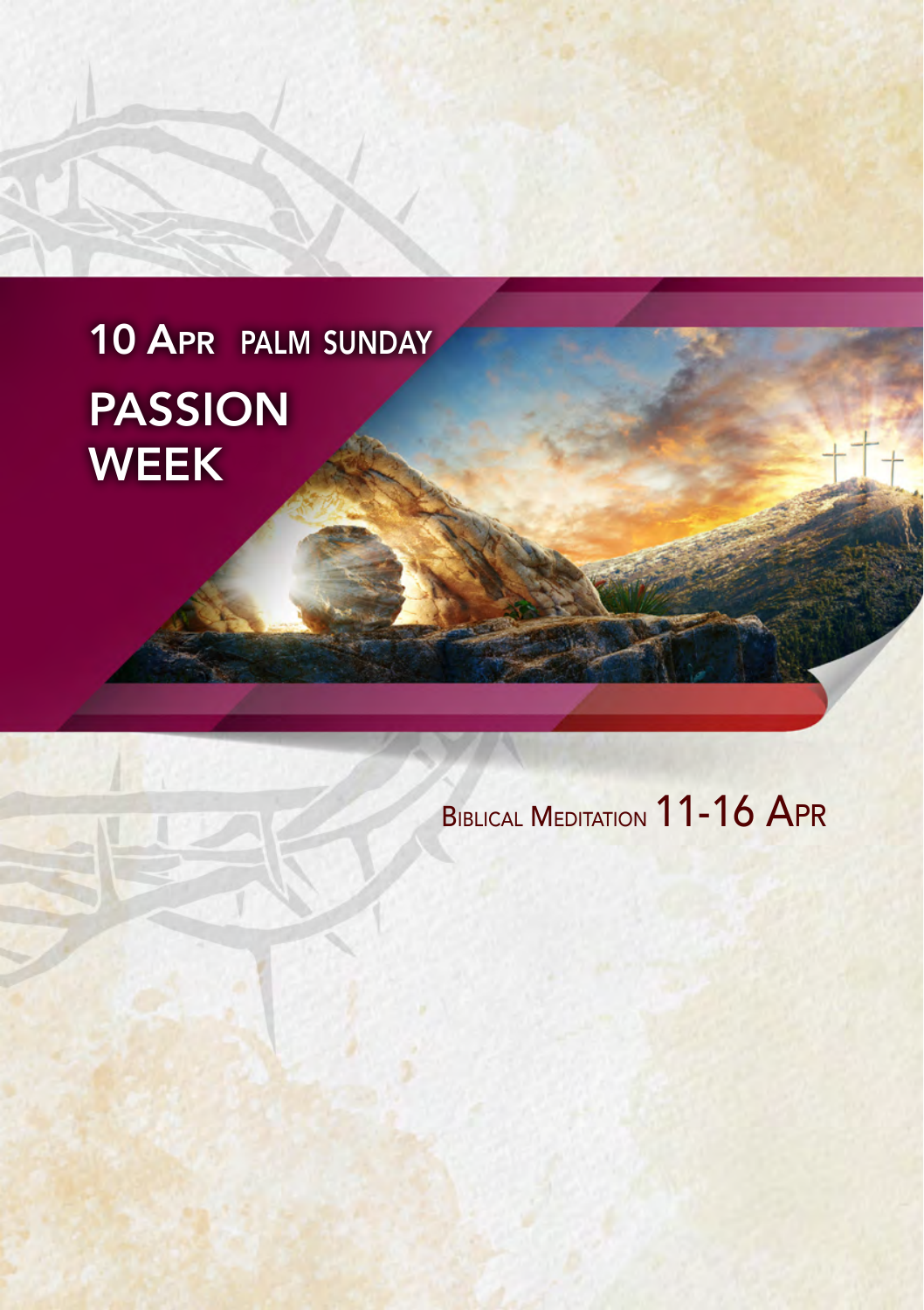# 10 Apr PALM SUNDAY

# PASSION WEEK

## Biblical Meditation 11-16 Apr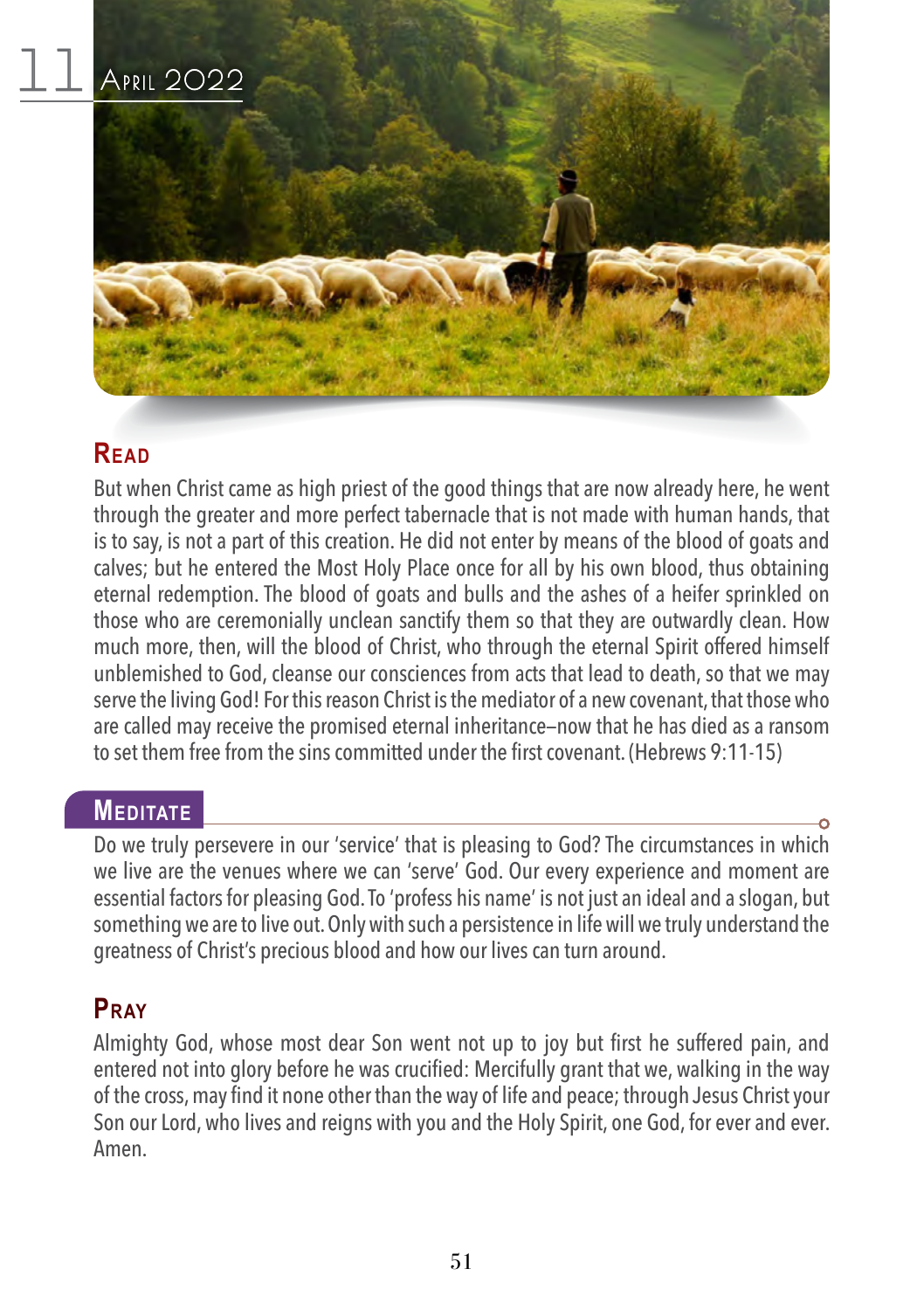# 11 April 2022

## Read

But when Christ came as high priest of the good things that are now already here, he went through the greater and more perfect tabernacle that is not made with human hands, that is to say, is not a part of this creation. He did not enter by means of the blood of goats and calves; but he entered the Most Holy Place once for all by his own blood, thus obtaining eternal redemption. The blood of goats and bulls and the ashes of a heifer sprinkled on those who are ceremonially unclean sanctify them so that they are outwardly clean. How much more, then, will the blood of Christ, who through the eternal Spirit offered himself unblemished to God, cleanse our consciences from acts that lead to death, so that we may serve the living God! For this reason Christ is the mediator of a new covenant, that those who are called may receive the promised eternal inheritance–now that he has died as a ransom to set them free from the sins committed under the first covenant. (Hebrews 9:11-15)

## Meditate

Do we truly persevere in our 'service' that is pleasing to God? The circumstances in which we live are the venues where we can 'serve' God. Our every experience and moment are essential factors for pleasing God. To 'profess his name' is not just an ideal and a slogan, but something we are to live out. Only with such a persistence in life will we truly understand the greatness of Christ's precious blood and how our lives can turn around.

## Pray

Almighty God, whose most dear Son went not up to joy but first he suffered pain, and entered not into glory before he was crucified: Mercifully grant that we, walking in the way of the cross, may find it none other than the way of life and peace; through Jesus Christ your Son our Lord, who lives and reigns with you and the Holy Spirit, one God, for ever and ever. Amen.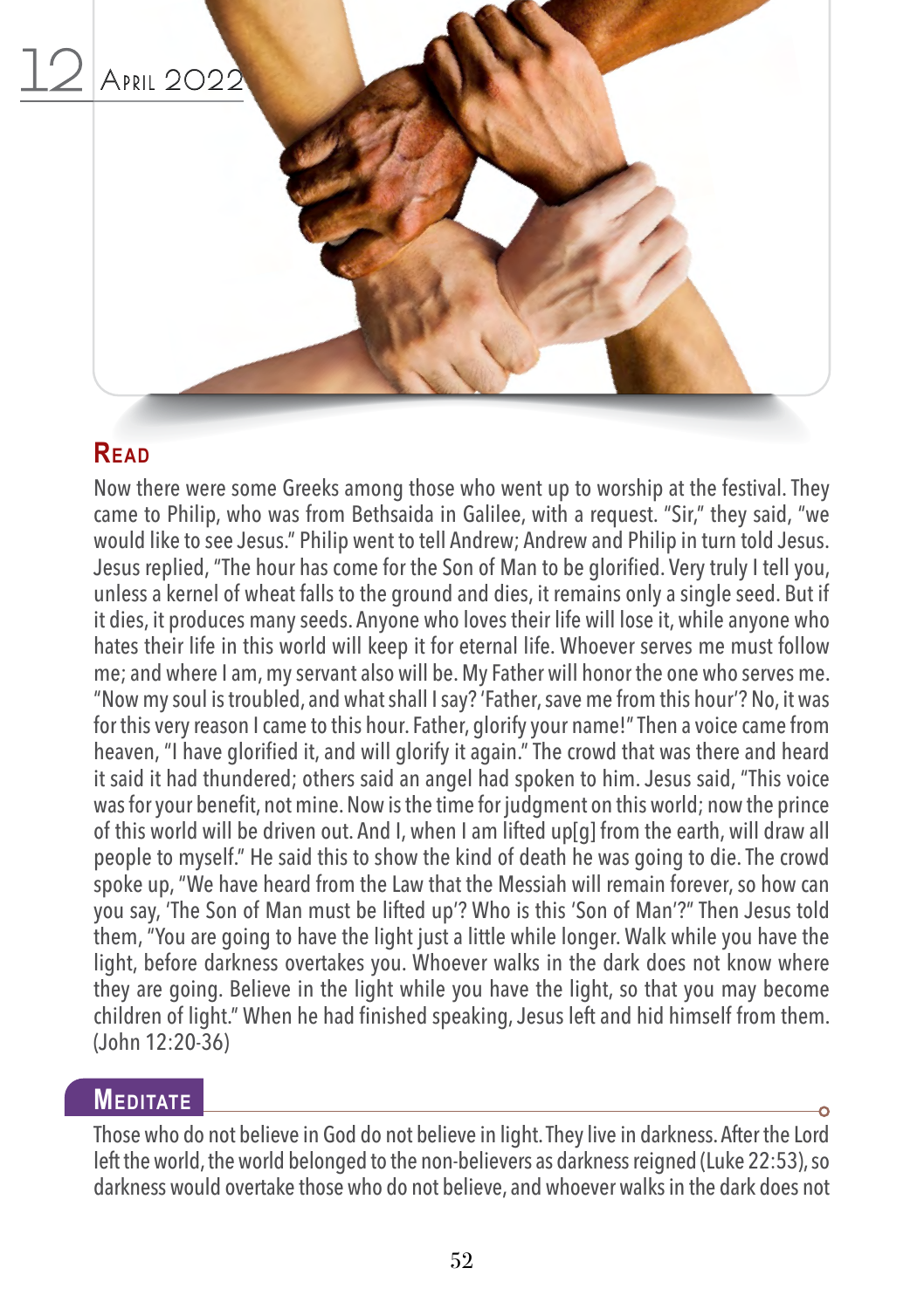12 April 2022

## Read

Now there were some Greeks among those who went up to worship at the festival. They came to Philip, who was from Bethsaida in Galilee, with a request. "Sir," they said, "we would like to see Jesus." Philip went to tell Andrew; Andrew and Philip in turn told Jesus. Jesus replied, "The hour has come for the Son of Man to be glorified. Very truly I tell you, unless a kernel of wheat falls to the ground and dies, it remains only a single seed. But if it dies, it produces many seeds. Anyone who loves their life will lose it, while anyone who hates their life in this world will keep it for eternal life. Whoever serves me must follow me; and where I am, my servant also will be. My Father will honor the one who serves me. "Now my soul is troubled, and what shall I say? 'Father, save me from this hour'? No, it was for this very reason I came to this hour. Father, glorify your name!" Then a voice came from heaven, "I have glorified it, and will glorify it again." The crowd that was there and heard it said it had thundered; others said an angel had spoken to him. Jesus said, "This voice was for your benefit, not mine. Now is the time for judgment on this world; now the prince of this world will be driven out. And I, when I am lifted up[g] from the earth, will draw all people to myself." He said this to show the kind of death he was going to die. The crowd spoke up, "We have heard from the Law that the Messiah will remain forever, so how can you say, 'The Son of Man must be lifted up'? Who is this 'Son of Man'?" Then Jesus told them, "You are going to have the light just a little while longer. Walk while you have the light, before darkness overtakes you. Whoever walks in the dark does not know where they are going. Believe in the light while you have the light, so that you may become children of light." When he had finished speaking, Jesus left and hid himself from them. (John 12:20-36)

## Meditate

Those who do not believe in God do not believe in light. They live in darkness. After the Lord left the world, the world belonged to the non-believers as darkness reigned (Luke 22:53), so darkness would overtake those who do not believe, and whoever walks in the dark does not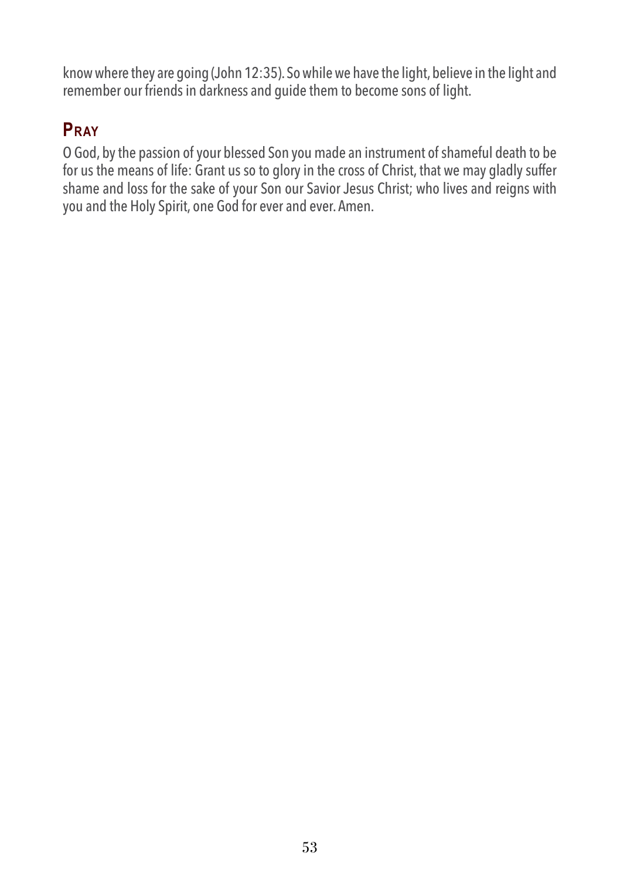know where they are going (John 12:35). So while we have the light, believe in the light and remember our friends in darkness and guide them to become sons of light.

## Pray

O God, by the passion of your blessed Son you made an instrument of shameful death to be for us the means of life: Grant us so to glory in the cross of Christ, that we may gladly suffer shame and loss for the sake of your Son our Savior Jesus Christ; who lives and reigns with you and the Holy Spirit, one God for ever and ever. Amen.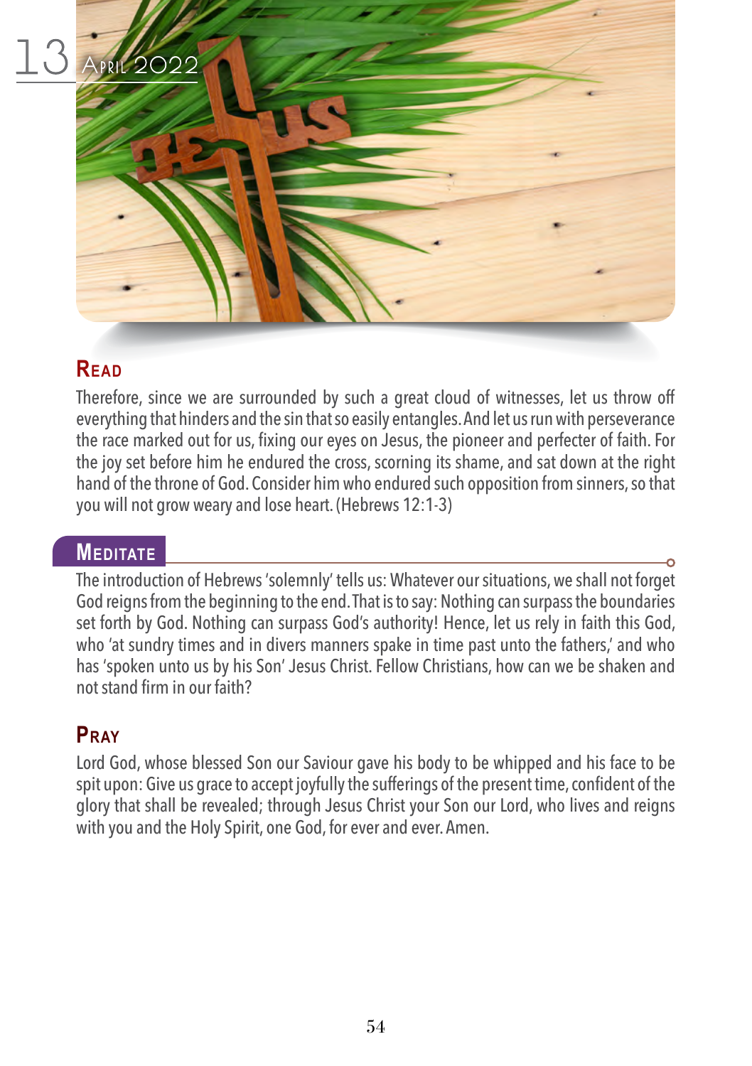13 April 2022

## Read

Therefore, since we are surrounded by such a great cloud of witnesses, let us throw off everything that hinders and the sin that so easily entangles. And let us run with perseverance the race marked out for us, fixing our eyes on Jesus, the pioneer and perfecter of faith. For the joy set before him he endured the cross, scorning its shame, and sat down at the right hand of the throne of God. Consider him who endured such opposition from sinners, so that you will not grow weary and lose heart. (Hebrews 12:1-3)

## Meditate

The introduction of Hebrews 'solemnly' tells us: Whatever our situations, we shall not forget God reigns from the beginning to the end. That is to say: Nothing can surpass the boundaries set forth by God. Nothing can surpass God's authority! Hence, let us rely in faith this God, who 'at sundry times and in divers manners spake in time past unto the fathers,' and who has 'spoken unto us by his Son' Jesus Christ. Fellow Christians, how can we be shaken and not stand firm in our faith?

## Pray

Lord God, whose blessed Son our Saviour gave his body to be whipped and his face to be spit upon: Give us grace to accept joyfully the sufferings of the present time, confident of the glory that shall be revealed; through Jesus Christ your Son our Lord, who lives and reigns with you and the Holy Spirit, one God, for ever and ever. Amen.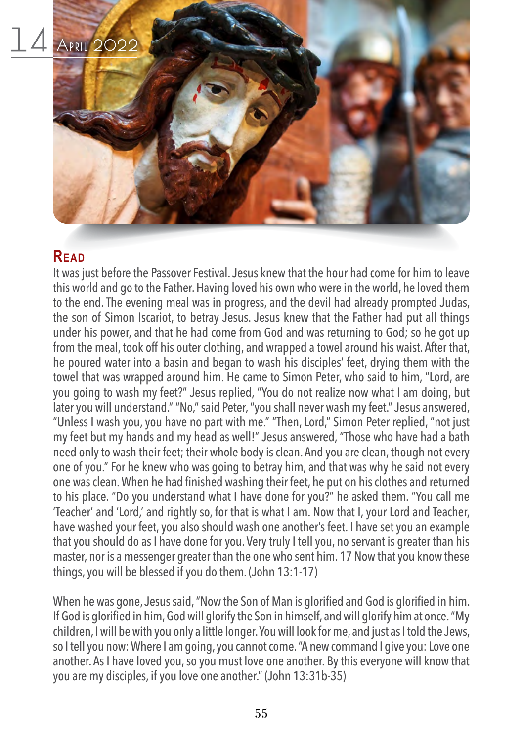14 April 2022

## Read

It was just before the Passover Festival. Jesus knew that the hour had come for him to leave this world and go to the Father. Having loved his own who were in the world, he loved them to the end. The evening meal was in progress, and the devil had already prompted Judas, the son of Simon Iscariot, to betray Jesus. Jesus knew that the Father had put all things under his power, and that he had come from God and was returning to God; so he got up from the meal, took off his outer clothing, and wrapped a towel around his waist. After that, he poured water into a basin and began to wash his disciples' feet, drying them with the towel that was wrapped around him. He came to Simon Peter, who said to him, "Lord, are you going to wash my feet?" Jesus replied, "You do not realize now what I am doing, but later you will understand." "No," said Peter, "you shall never wash my feet." Jesus answered, "Unless I wash you, you have no part with me." "Then, Lord," Simon Peter replied, "not just my feet but my hands and my head as well!" Jesus answered, "Those who have had a bath need only to wash their feet; their whole body is clean. And you are clean, though not every one of you." For he knew who was going to betray him, and that was why he said not every one was clean. When he had finished washing their feet, he put on his clothes and returned to his place. "Do you understand what I have done for you?" he asked them. "You call me 'Teacher' and 'Lord,' and rightly so, for that is what I am. Now that I, your Lord and Teacher, have washed your feet, you also should wash one another's feet. I have set you an example that you should do as I have done for you. Very truly I tell you, no servant is greater than his master, nor is a messenger greater than the one who sent him. 17 Now that you know these things, you will be blessed if you do them. (John 13:1-17)

When he was gone, Jesus said, "Now the Son of Man is glorified and God is glorified in him. If God is glorified in him, God will glorify the Son in himself, and will glorify him at once. "My children, I will be with you only a little longer. You will look for me, and just as I told the Jews, so I tell you now: Where I am going, you cannot come. "A new command I give you: Love one another. As I have loved you, so you must love one another. By this everyone will know that you are my disciples, if you love one another." (John 13:31b-35)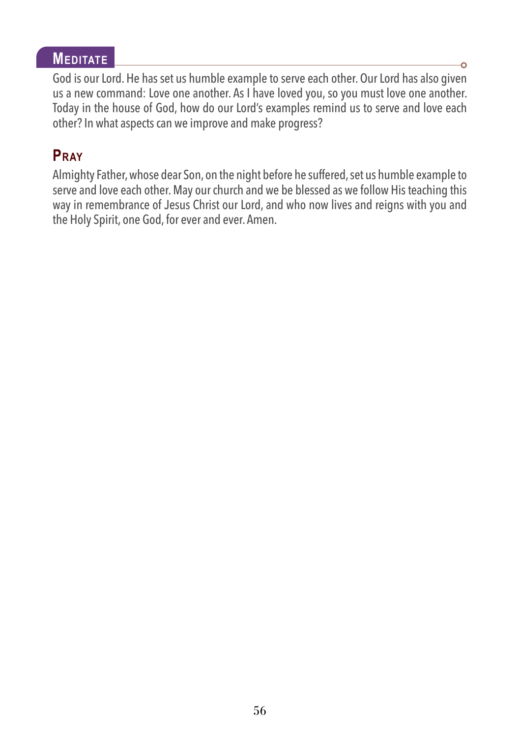## Meditate

God is our Lord. He has set us humble example to serve each other. Our Lord has also given us a new command: Love one another. As I have loved you, so you must love one another. Today in the house of God, how do our Lord's examples remind us to serve and love each other? In what aspects can we improve and make progress?

## Pray

Almighty Father, whose dear Son, on the night before he suffered, set us humble example to serve and love each other. May our church and we be blessed as we follow His teaching this way in remembrance of Jesus Christ our Lord, and who now lives and reigns with you and the Holy Spirit, one God, for ever and ever. Amen.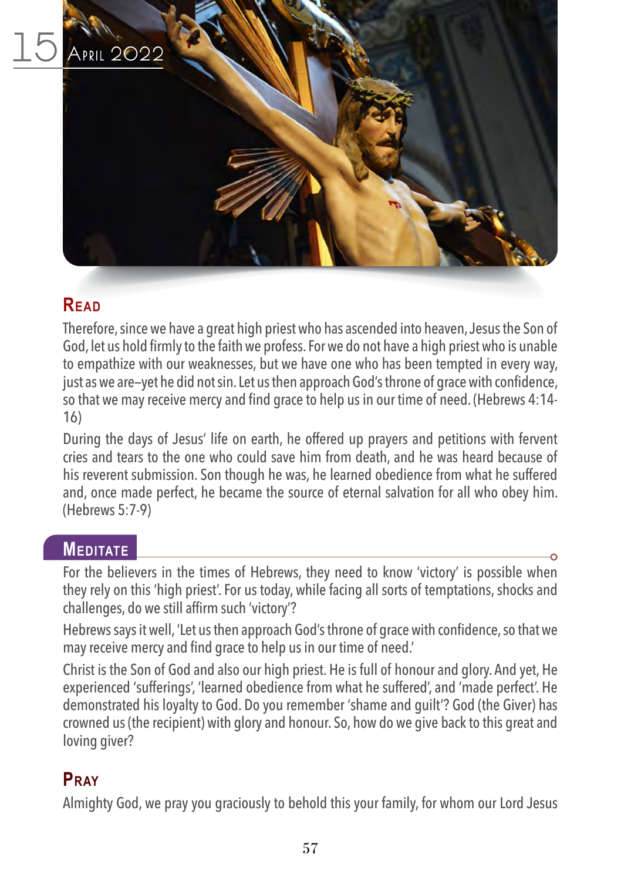# 15 April 2022

## Read

Therefore, since we have a great high priest who has ascended into heaven, Jesus the Son of God, let us hold firmly to the faith we profess. For we do not have a high priest who is unable to empathize with our weaknesses, but we have one who has been tempted in every way, just as we are–yet he did not sin. Let us then approach God's throne of grace with confidence, so that we may receive mercy and find grace to help us in our time of need. (Hebrews 4:14-16)

During the days of Jesus' life on earth, he offered up prayers and petitions with fervent cries and tears to the one who could save him from death, and he was heard because of his reverent submission. Son though he was, he learned obedience from what he suffered and, once made perfect, he became the source of eternal salvation for all who obey him. (Hebrews 5:7-9)

## Meditate

For the believers in the times of Hebrews, they need to know 'victory' is possible when they rely on this 'high priest'. For us today, while facing all sorts of temptations, shocks and challenges, do we still affirm such 'victory'?

Hebrews says it well, 'Let us then approach God's throne of grace with confidence, so that we may receive mercy and find grace to help us in our time of need.'

Christ is the Son of God and also our high priest. He is full of honour and glory. And yet, He experienced 'sufferings', 'learned obedience from what he suffered', and 'made perfect'. He demonstrated his loyalty to God. Do you remember 'shame and guilt'? God (the Giver) has crowned us (the recipient) with glory and honour. So, how do we give back to this great and loving giver?

## Pray

Almighty God, we pray you graciously to behold this your family, for whom our Lord Jesus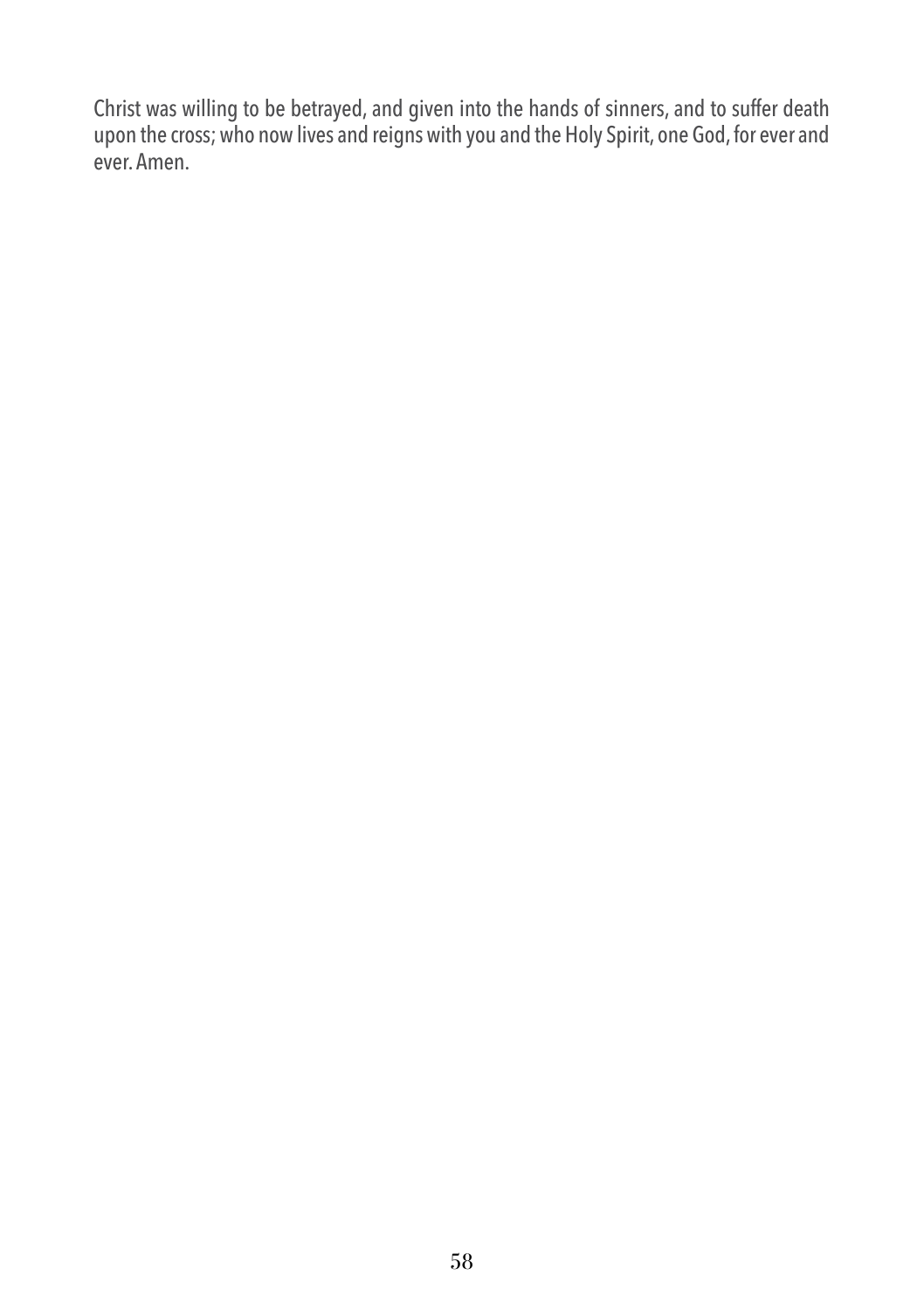Christ was willing to be betrayed, and given into the hands of sinners, and to suffer death upon the cross; who now lives and reigns with you and the Holy Spirit, one God, for ever and ever. Amen.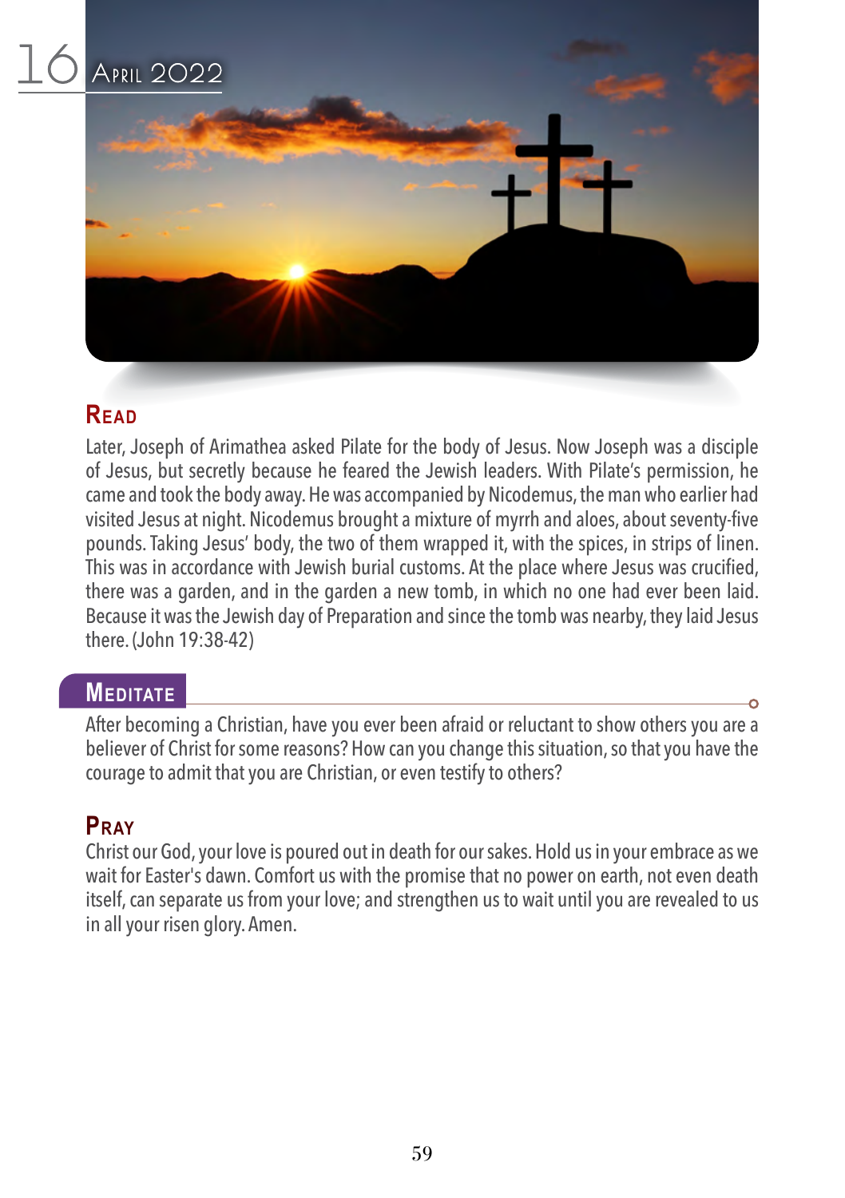16 April 2022

## Read

Later, Joseph of Arimathea asked Pilate for the body of Jesus. Now Joseph was a disciple of Jesus, but secretly because he feared the Jewish leaders. With Pilate's permission, he came and took the body away. He was accompanied by Nicodemus, the man who earlier had visited Jesus at night. Nicodemus brought a mixture of myrrh and aloes, about seventy-five pounds. Taking Jesus' body, the two of them wrapped it, with the spices, in strips of linen. This was in accordance with Jewish burial customs. At the place where Jesus was crucified, there was a garden, and in the garden a new tomb, in which no one had ever been laid. Because it was the Jewish day of Preparation and since the tomb was nearby, they laid Jesus there. (John 19:38-42)

## Meditate

After becoming a Christian, have you ever been afraid or reluctant to show others you are a believer of Christ for some reasons? How can you change this situation, so that you have the courage to admit that you are Christian, or even testify to others?

## Pray

Christ our God, your love is poured out in death for our sakes. Hold us in your embrace as we wait for Easter's dawn. Comfort us with the promise that no power on earth, not even death itself, can separate us from your love; and strengthen us to wait until you are revealed to us in all your risen glory. Amen.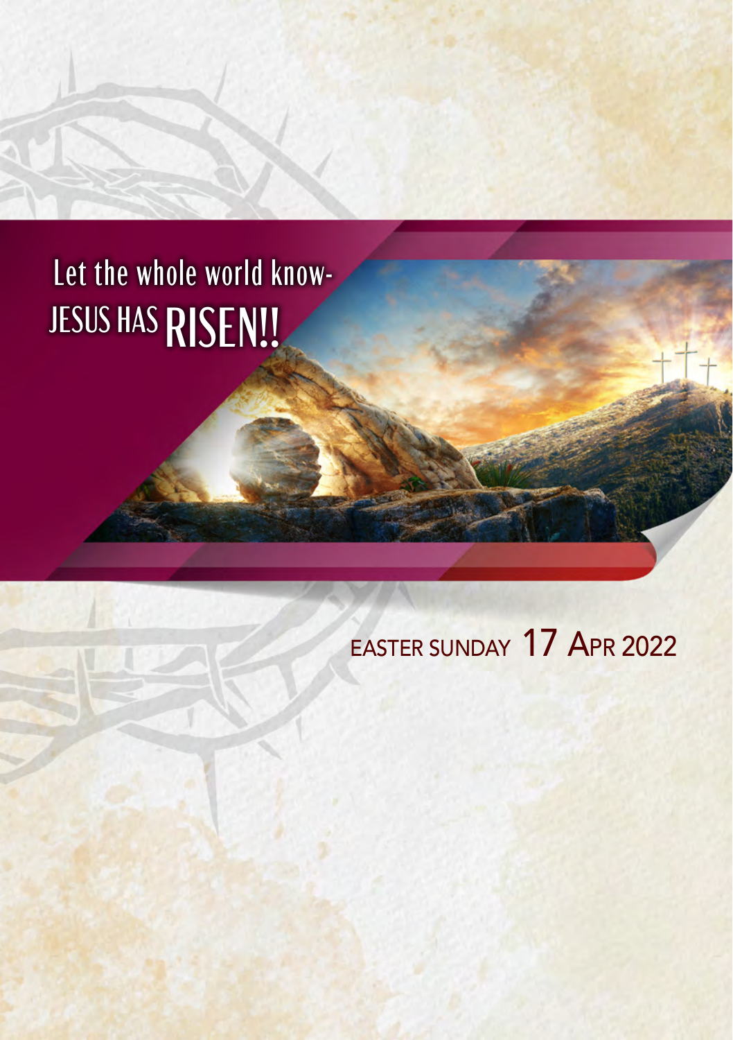Let the whole world know-
JESUS HAS RISEN!!

EASTER SUNDAY 17 APR 2022